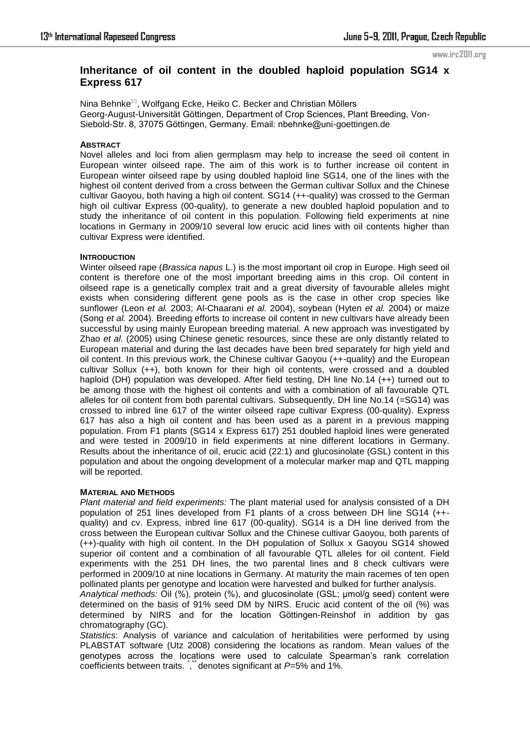# Inheritance of oil content in the doubled haploid population SG14 x Express 617

Nina Behnke✉, Wolfgang Ecke, Heiko C. Becker and Christian Möllers
Georg-August-Universität Göttingen, Department of Crop Sciences, Plant Breeding, Von-Siebold-Str. 8, 37075 Göttingen, Germany. Email: nbehnke@uni-goettingen.de

## ABSTRACT

Novel alleles and loci from alien germplasm may help to increase the seed oil content in European winter oilseed rape. The aim of this work is to further increase oil content in European winter oilseed rape by using doubled haploid line SG14, one of the lines with the highest oil content derived from a cross between the German cultivar Sollux and the Chinese cultivar Gaoyou, both having a high oil content. SG14 (++-quality) was crossed to the German high oil cultivar Express (00-quality), to generate a new doubled haploid population and to study the inheritance of oil content in this population. Following field experiments at nine locations in Germany in 2009/10 several low erucic acid lines with oil contents higher than cultivar Express were identified.

## INTRODUCTION

Winter oilseed rape (*Brassica napus* L.) is the most important oil crop in Europe. High seed oil content is therefore one of the most important breeding aims in this crop. Oil content in oilseed rape is a genetically complex trait and a great diversity of favourable alleles might exists when considering different gene pools as is the case in other crop species like sunflower (Leon *et al.* 2003; Al-Chaarani *et al.* 2004), soybean (Hyten *et al.* 2004) or maize (Song *et al.* 2004). Breeding efforts to increase oil content in new cultivars have already been successful by using mainly European breeding material. A new approach was investigated by Zhao *et al.* (2005) using Chinese genetic resources, since these are only distantly related to European material and during the last decades have been bred separately for high yield and oil content. In this previous work, the Chinese cultivar Gaoyou (++-quality) and the European cultivar Sollux (++), both known for their high oil contents, were crossed and a doubled haploid (DH) population was developed. After field testing, DH line No.14 (++) turned out to be among those with the highest oil contents and with a combination of all favourable QTL alleles for oil content from both parental cultivars. Subsequently, DH line No.14 (=SG14) was crossed to inbred line 617 of the winter oilseed rape cultivar Express (00-quality). Express 617 has also a high oil content and has been used as a parent in a previous mapping population. From F1 plants (SG14 x Express 617) 251 doubled haploid lines were generated and were tested in 2009/10 in field experiments at nine different locations in Germany. Results about the inheritance of oil, erucic acid (22:1) and glucosinolate (GSL) content in this population and about the ongoing development of a molecular marker map and QTL mapping will be reported.

## MATERIAL AND METHODS

*Plant material and field experiments:* The plant material used for analysis consisted of a DH population of 251 lines developed from F1 plants of a cross between DH line SG14 (++-quality) and cv. Express, inbred line 617 (00-quality). SG14 is a DH line derived from the cross between the European cultivar Sollux and the Chinese cultivar Gaoyou, both parents of (++)-quality with high oil content. In the DH population of Sollux x Gaoyou SG14 showed superior oil content and a combination of all favourable QTL alleles for oil content. Field experiments with the 251 DH lines, the two parental lines and 8 check cultivars were performed in 2009/10 at nine locations in Germany. At maturity the main racemes of ten open pollinated plants per genotype and location were harvested and bulked for further analysis.

*Analytical methods:* Oil (%), protein (%), and glucosinolate (GSL; µmol/g seed) content were determined on the basis of 91% seed DM by NIRS. Erucic acid content of the oil (%) was determined by NIRS and for the location Göttingen-Reinshof in addition by gas chromatography (GC).

*Statistics*: Analysis of variance and calculation of heritabilities were performed by using PLABSTAT software (Utz 2008) considering the locations as random. Mean values of the genotypes across the locations were used to calculate Spearman's rank correlation coefficients between traits. \*,\*\* denotes significant at $P$=5% and 1%.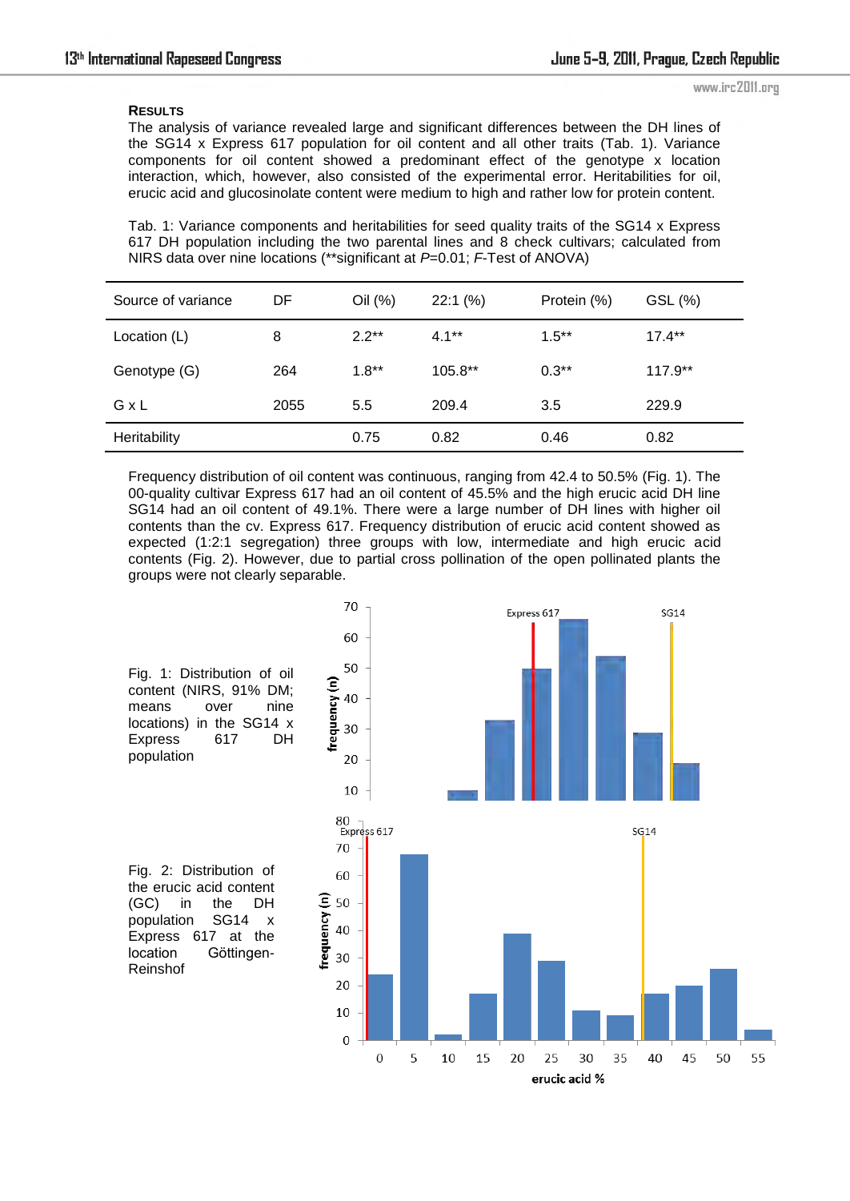**RESULTS**

The analysis of variance revealed large and significant differences between the DH lines of the SG14 x Express 617 population for oil content and all other traits (Tab. 1). Variance components for oil content showed a predominant effect of the genotype x location interaction, which, however, also consisted of the experimental error. Heritabilities for oil, erucic acid and glucosinolate content were medium to high and rather low for protein content.

Tab. 1: Variance components and heritabilities for seed quality traits of the SG14 x Express 617 DH population including the two parental lines and 8 check cultivars; calculated from NIRS data over nine locations (**significant at *P*=0.01; *F*-Test of ANOVA)

| Source of variance | DF | Oil (%) | 22:1 (%) | Protein (%) | GSL (%) |
|---|---|---|---|---|---|
| Location (L) | 8 | 2.2** | 4.1** | 1.5** | 17.4** |
| Genotype (G) | 264 | 1.8** | 105.8** | 0.3** | 117.9** |
| G x L | 2055 | 5.5 | 209.4 | 3.5 | 229.9 |
| Heritability | | 0.75 | 0.82 | 0.46 | 0.82 |

Frequency distribution of oil content was continuous, ranging from 42.4 to 50.5% (Fig. 1). The 00-quality cultivar Express 617 had an oil content of 45.5% and the high erucic acid DH line SG14 had an oil content of 49.1%. There were a large number of DH lines with higher oil contents than the cv. Express 617. Frequency distribution of erucic acid content showed as expected (1:2:1 segregation) three groups with low, intermediate and high erucic acid contents (Fig. 2). However, due to partial cross pollination of the open pollinated plants the groups were not clearly separable.

Fig. 1: Distribution of oil content (NIRS, 91% DM; means over nine locations) in the SG14 x Express 617 DH population

Fig. 2: Distribution of the erucic acid content (GC) in the DH population SG14 x Express 617 at the location Göttingen-Reinshof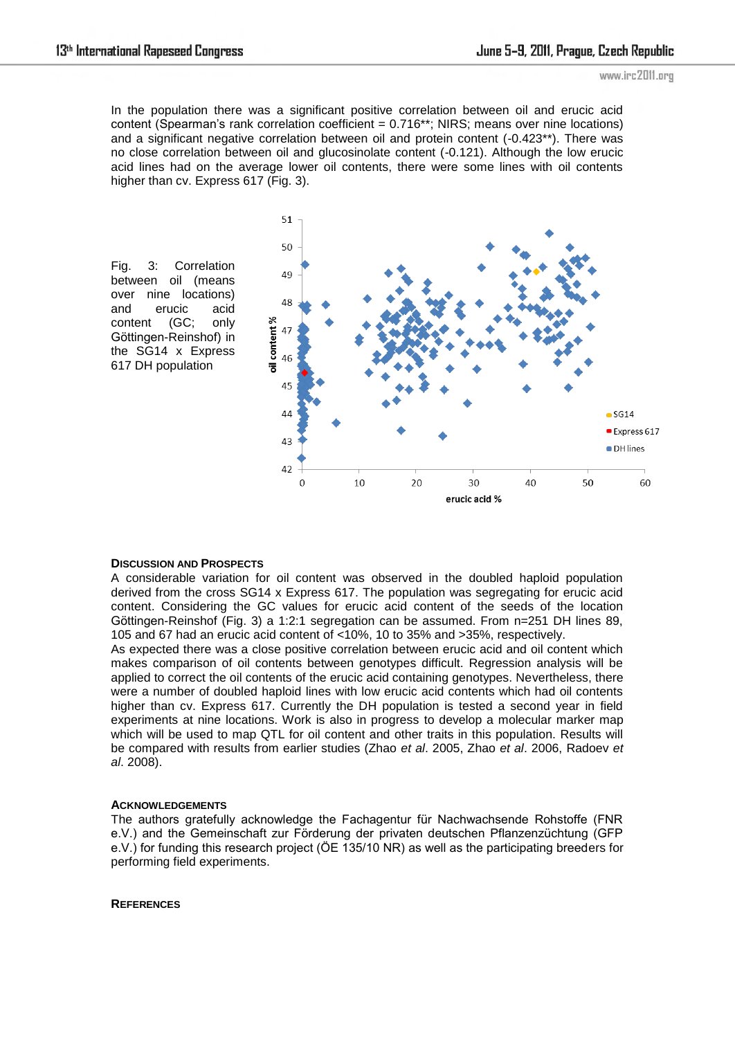In the population there was a significant positive correlation between oil and erucic acid content (Spearman's rank correlation coefficient = 0.716**; NIRS; means over nine locations) and a significant negative correlation between oil and protein content (-0.423**). There was no close correlation between oil and glucosinolate content (-0.121). Although the low erucic acid lines had on the average lower oil contents, there were some lines with oil contents higher than cv. Express 617 (Fig. 3).

Fig. 3: Correlation between oil (means over nine locations) and erucic acid content (GC; only Göttingen-Reinshof) in the SG14 x Express 617 DH population

## DISCUSSION AND PROSPECTS

A considerable variation for oil content was observed in the doubled haploid population derived from the cross SG14 x Express 617. The population was segregating for erucic acid content. Considering the GC values for erucic acid content of the seeds of the location Göttingen-Reinshof (Fig. 3) a 1:2:1 segregation can be assumed. From n=251 DH lines 89, 105 and 67 had an erucic acid content of <10%, 10 to 35% and >35%, respectively.

As expected there was a close positive correlation between erucic acid and oil content which makes comparison of oil contents between genotypes difficult. Regression analysis will be applied to correct the oil contents of the erucic acid containing genotypes. Nevertheless, there were a number of doubled haploid lines with low erucic acid contents which had oil contents higher than cv. Express 617. Currently the DH population is tested a second year in field experiments at nine locations. Work is also in progress to develop a molecular marker map which will be used to map QTL for oil content and other traits in this population. Results will be compared with results from earlier studies (Zhao *et al*. 2005, Zhao *et al*. 2006, Radoev *et al*. 2008).

## ACKNOWLEDGEMENTS

The authors gratefully acknowledge the Fachagentur für Nachwachsende Rohstoffe (FNR e.V.) and the Gemeinschaft zur Förderung der privaten deutschen Pflanzenzüchtung (GFP e.V.) for funding this research project (ÖE 135/10 NR) as well as the participating breeders for performing field experiments.

## REFERENCES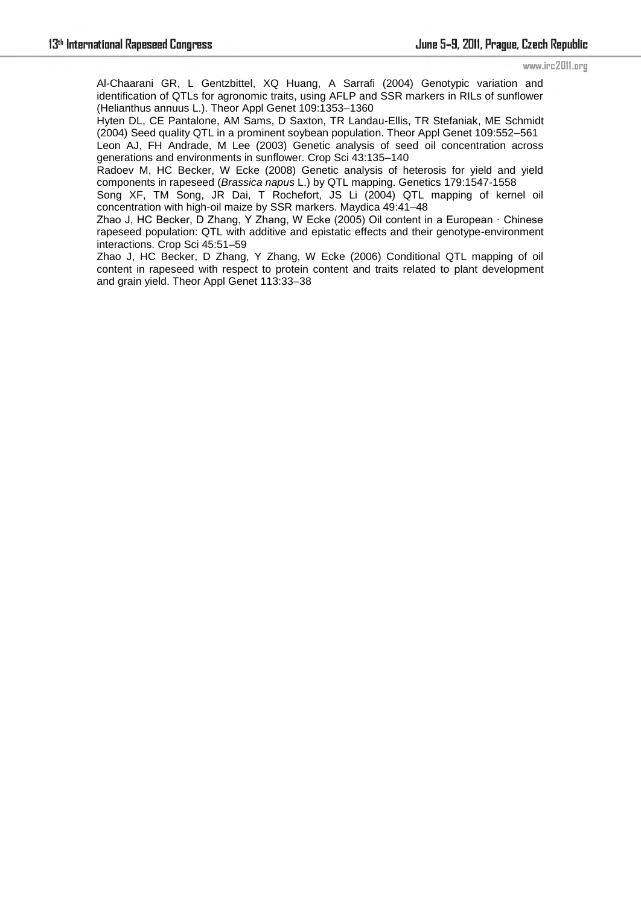Al-Chaarani GR, L Gentzbittel, XQ Huang, A Sarrafi (2004) Genotypic variation and identification of QTLs for agronomic traits, using AFLP and SSR markers in RILs of sunflower (Helianthus annuus L.). Theor Appl Genet 109:1353–1360

Hyten DL, CE Pantalone, AM Sams, D Saxton, TR Landau-Ellis, TR Stefaniak, ME Schmidt (2004) Seed quality QTL in a prominent soybean population. Theor Appl Genet 109:552–561

Leon AJ, FH Andrade, M Lee (2003) Genetic analysis of seed oil concentration across generations and environments in sunflower. Crop Sci 43:135–140

Radoev M, HC Becker, W Ecke (2008) Genetic analysis of heterosis for yield and yield components in rapeseed (*Brassica napus* L.) by QTL mapping. Genetics 179:1547-1558

Song XF, TM Song, JR Dai, T Rochefort, JS Li (2004) QTL mapping of kernel oil concentration with high-oil maize by SSR markers. Maydica 49:41–48

Zhao J, HC Becker, D Zhang, Y Zhang, W Ecke (2005) Oil content in a European · Chinese rapeseed population: QTL with additive and epistatic effects and their genotype-environment interactions. Crop Sci 45:51–59

Zhao J, HC Becker, D Zhang, Y Zhang, W Ecke (2006) Conditional QTL mapping of oil content in rapeseed with respect to protein content and traits related to plant development and grain yield. Theor Appl Genet 113:33–38